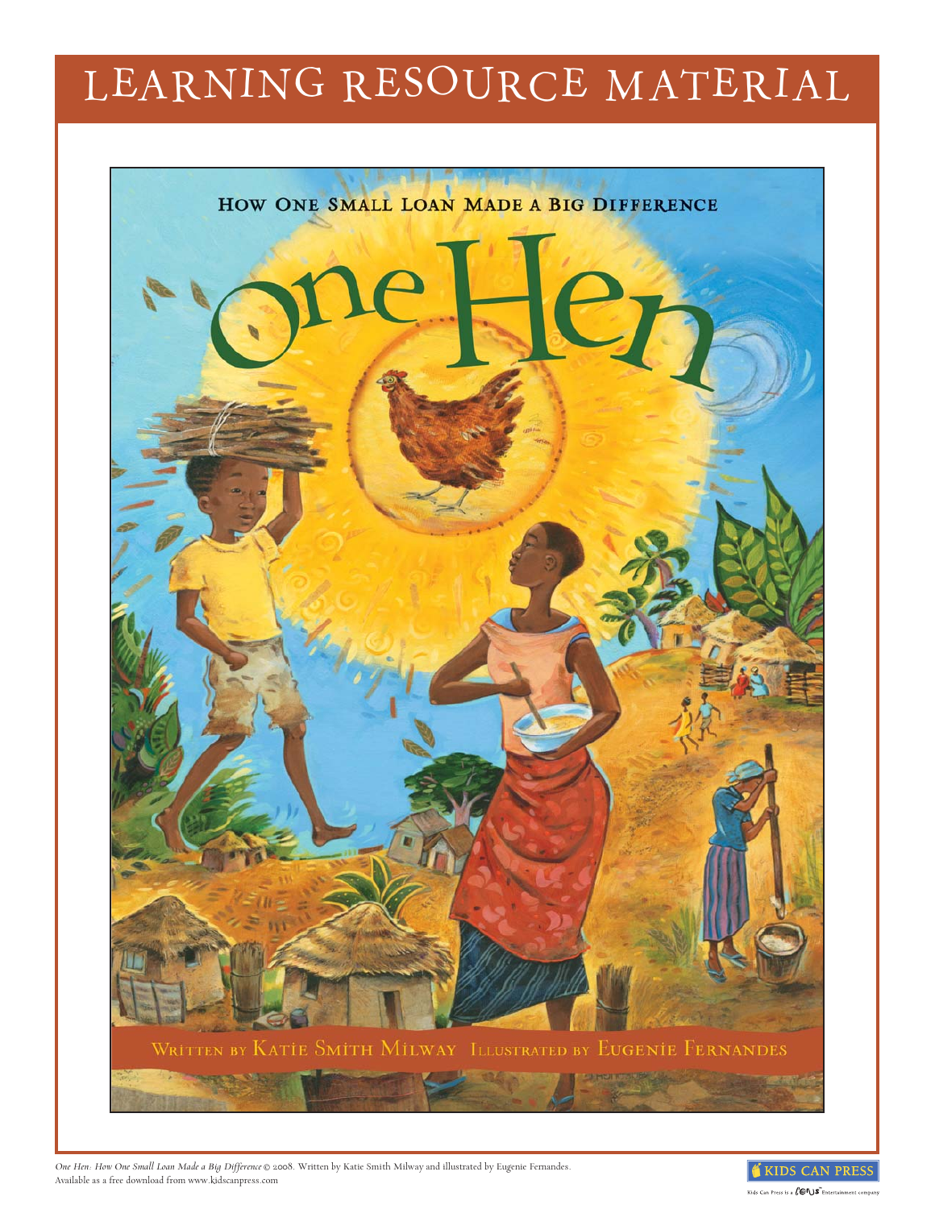# LEARNING RESOURCE MATERIAL

HOW ONE SMALL LOAN MADE A BIG DIFFERENCE

# One Hen

WRITTEN BY KATIE SMITH MILWAY ILLUSTRATED BY EUGENIE FERNANDES

*One Hen: How One Small Loan Made a Big Difference* © 2008. Written by Katie Smith Milway and illustrated by Eugenie Fernandes.
Available as a free download from www.kidscanpress.com

KIDS CAN PRESS

Kids Can Press is a Corus Entertainment company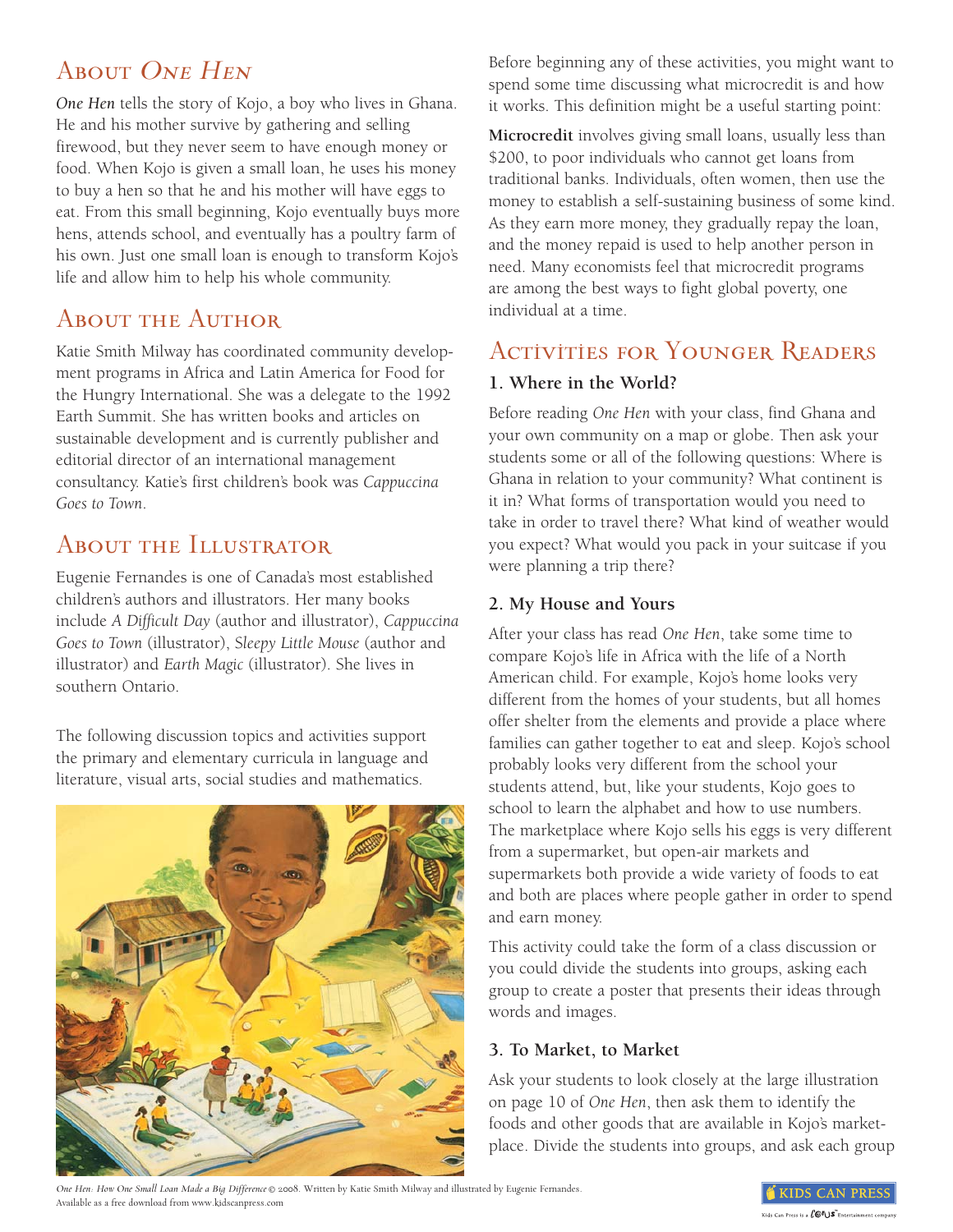## About *One Hen*

*One Hen* tells the story of Kojo, a boy who lives in Ghana. He and his mother survive by gathering and selling firewood, but they never seem to have enough money or food. When Kojo is given a small loan, he uses his money to buy a hen so that he and his mother will have eggs to eat. From this small beginning, Kojo eventually buys more hens, attends school, and eventually has a poultry farm of his own. Just one small loan is enough to transform Kojo's life and allow him to help his whole community.

## About the Author

Katie Smith Milway has coordinated community development programs in Africa and Latin America for Food for the Hungry International. She was a delegate to the 1992 Earth Summit. She has written books and articles on sustainable development and is currently publisher and editorial director of an international management consultancy. Katie's first children's book was *Cappuccina Goes to Town*.

## About the Illustrator

Eugenie Fernandes is one of Canada's most established children's authors and illustrators. Her many books include *A Difficult Day* (author and illustrator), *Cappuccina Goes to Town* (illustrator), *Sleepy Little Mouse* (author and illustrator) and *Earth Magic* (illustrator). She lives in southern Ontario.

The following discussion topics and activities support the primary and elementary curricula in language and literature, visual arts, social studies and mathematics.

Before beginning any of these activities, you might want to spend some time discussing what microcredit is and how it works. This definition might be a useful starting point:

**Microcredit** involves giving small loans, usually less than $200, to poor individuals who cannot get loans from traditional banks. Individuals, often women, then use the money to establish a self-sustaining business of some kind. As they earn more money, they gradually repay the loan, and the money repaid is used to help another person in need. Many economists feel that microcredit programs are among the best ways to fight global poverty, one individual at a time.

## Activities for Younger Readers

### 1. Where in the World?

Before reading *One Hen* with your class, find Ghana and your own community on a map or globe. Then ask your students some or all of the following questions: Where is Ghana in relation to your community? What continent is it in? What forms of transportation would you need to take in order to travel there? What kind of weather would you expect? What would you pack in your suitcase if you were planning a trip there?

### 2. My House and Yours

After your class has read *One Hen*, take some time to compare Kojo's life in Africa with the life of a North American child. For example, Kojo's home looks very different from the homes of your students, but all homes offer shelter from the elements and provide a place where families can gather together to eat and sleep. Kojo's school probably looks very different from the school your students attend, but, like your students, Kojo goes to school to learn the alphabet and how to use numbers. The marketplace where Kojo sells his eggs is very different from a supermarket, but open-air markets and supermarkets both provide a wide variety of foods to eat and both are places where people gather in order to spend and earn money.

This activity could take the form of a class discussion or you could divide the students into groups, asking each group to create a poster that presents their ideas through words and images.

### 3. To Market, to Market

Ask your students to look closely at the large illustration on page 10 of *One Hen*, then ask them to identify the foods and other goods that are available in Kojo's marketplace. Divide the students into groups, and ask each group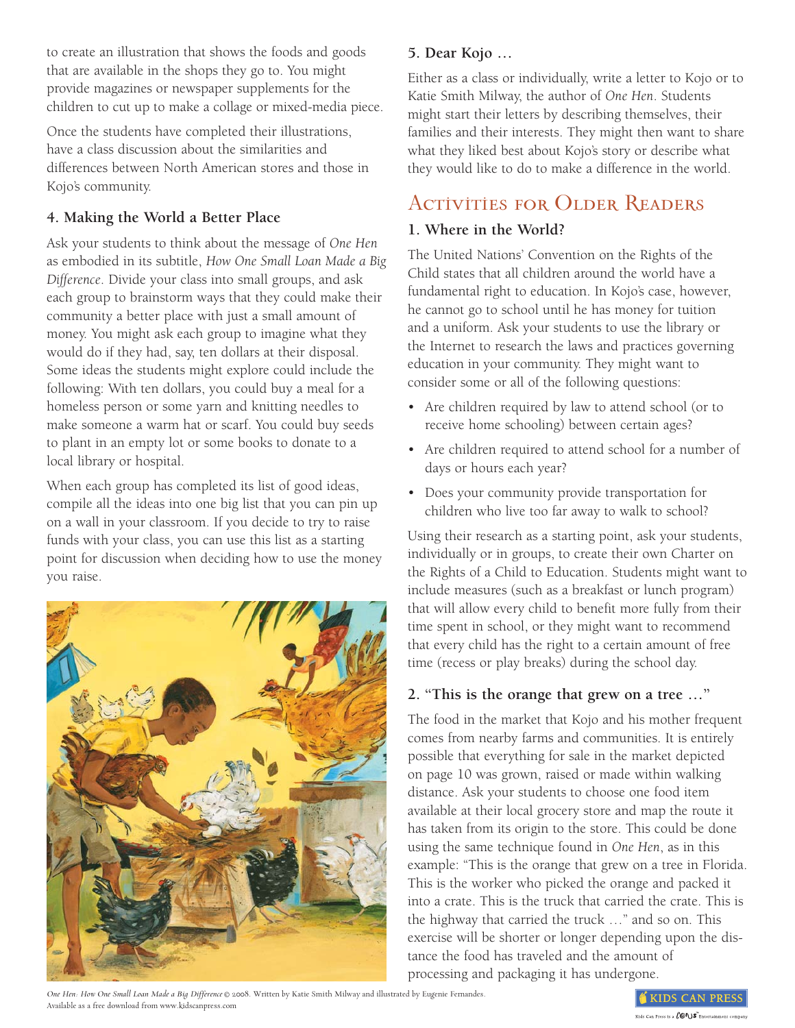to create an illustration that shows the foods and goods that are available in the shops they go to. You might provide magazines or newspaper supplements for the children to cut up to make a collage or mixed-media piece.

Once the students have completed their illustrations, have a class discussion about the similarities and differences between North American stores and those in Kojo's community.

### 4. Making the World a Better Place

Ask your students to think about the message of *One Hen* as embodied in its subtitle, *How One Small Loan Made a Big Difference*. Divide your class into small groups, and ask each group to brainstorm ways that they could make their community a better place with just a small amount of money. You might ask each group to imagine what they would do if they had, say, ten dollars at their disposal. Some ideas the students might explore could include the following: With ten dollars, you could buy a meal for a homeless person or some yarn and knitting needles to make someone a warm hat or scarf. You could buy seeds to plant in an empty lot or some books to donate to a local library or hospital.

When each group has completed its list of good ideas, compile all the ideas into one big list that you can pin up on a wall in your classroom. If you decide to try to raise funds with your class, you can use this list as a starting point for discussion when deciding how to use the money you raise.

### 5. Dear Kojo …

Either as a class or individually, write a letter to Kojo or to Katie Smith Milway, the author of *One Hen*. Students might start their letters by describing themselves, their families and their interests. They might then want to share what they liked best about Kojo's story or describe what they would like to do to make a difference in the world.

## Activities for Older Readers

### 1. Where in the World?

The United Nations' Convention on the Rights of the Child states that all children around the world have a fundamental right to education. In Kojo's case, however, he cannot go to school until he has money for tuition and a uniform. Ask your students to use the library or the Internet to research the laws and practices governing education in your community. They might want to consider some or all of the following questions:

- Are children required by law to attend school (or to receive home schooling) between certain ages?
- Are children required to attend school for a number of days or hours each year?
- Does your community provide transportation for children who live too far away to walk to school?

Using their research as a starting point, ask your students, individually or in groups, to create their own Charter on the Rights of a Child to Education. Students might want to include measures (such as a breakfast or lunch program) that will allow every child to benefit more fully from their time spent in school, or they might want to recommend that every child has the right to a certain amount of free time (recess or play breaks) during the school day.

### 2. "This is the orange that grew on a tree …"

The food in the market that Kojo and his mother frequent comes from nearby farms and communities. It is entirely possible that everything for sale in the market depicted on page 10 was grown, raised or made within walking distance. Ask your students to choose one food item available at their local grocery store and map the route it has taken from its origin to the store. This could be done using the same technique found in *One Hen*, as in this example: "This is the orange that grew on a tree in Florida. This is the worker who picked the orange and packed it into a crate. This is the truck that carried the crate. This is the highway that carried the truck …" and so on. This exercise will be shorter or longer depending upon the distance the food has traveled and the amount of processing and packaging it has undergone.

*One Hen: How One Small Loan Made a Big Difference* © 2008. Written by Katie Smith Milway and illustrated by Eugenie Fernandes. Available as a free download from www.kidscanpress.com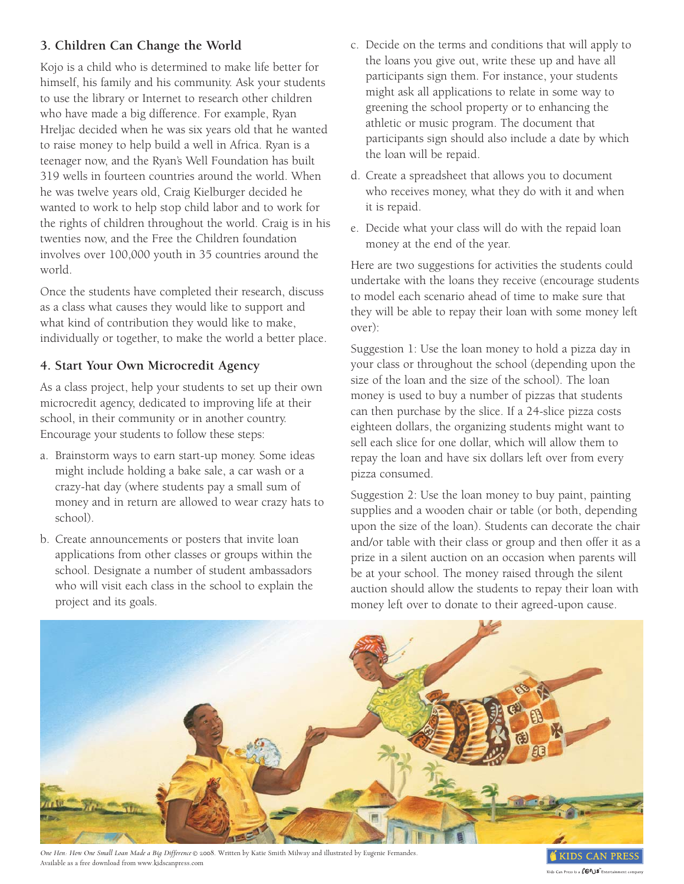## 3. Children Can Change the World

Kojo is a child who is determined to make life better for himself, his family and his community. Ask your students to use the library or Internet to research other children who have made a big difference. For example, Ryan Hreljac decided when he was six years old that he wanted to raise money to help build a well in Africa. Ryan is a teenager now, and the Ryan's Well Foundation has built 319 wells in fourteen countries around the world. When he was twelve years old, Craig Kielburger decided he wanted to work to help stop child labor and to work for the rights of children throughout the world. Craig is in his twenties now, and the Free the Children foundation involves over 100,000 youth in 35 countries around the world.

Once the students have completed their research, discuss as a class what causes they would like to support and what kind of contribution they would like to make, individually or together, to make the world a better place.

## 4. Start Your Own Microcredit Agency

As a class project, help your students to set up their own microcredit agency, dedicated to improving life at their school, in their community or in another country. Encourage your students to follow these steps:

a. Brainstorm ways to earn start-up money. Some ideas might include holding a bake sale, a car wash or a crazy-hat day (where students pay a small sum of money and in return are allowed to wear crazy hats to school).

b. Create announcements or posters that invite loan applications from other classes or groups within the school. Designate a number of student ambassadors who will visit each class in the school to explain the project and its goals.

c. Decide on the terms and conditions that will apply to the loans you give out, write these up and have all participants sign them. For instance, your students might ask all applications to relate in some way to greening the school property or to enhancing the athletic or music program. The document that participants sign should also include a date by which the loan will be repaid.

d. Create a spreadsheet that allows you to document who receives money, what they do with it and when it is repaid.

e. Decide what your class will do with the repaid loan money at the end of the year.

Here are two suggestions for activities the students could undertake with the loans they receive (encourage students to model each scenario ahead of time to make sure that they will be able to repay their loan with some money left over):

Suggestion 1: Use the loan money to hold a pizza day in your class or throughout the school (depending upon the size of the loan and the size of the school). The loan money is used to buy a number of pizzas that students can then purchase by the slice. If a 24-slice pizza costs eighteen dollars, the organizing students might want to sell each slice for one dollar, which will allow them to repay the loan and have six dollars left over from every pizza consumed.

Suggestion 2: Use the loan money to buy paint, painting supplies and a wooden chair or table (or both, depending upon the size of the loan). Students can decorate the chair and/or table with their class or group and then offer it as a prize in a silent auction on an occasion when parents will be at your school. The money raised through the silent auction should allow the students to repay their loan with money left over to donate to their agreed-upon cause.

*One Hen: How One Small Loan Made a Big Difference* © 2008. Written by Katie Smith Milway and illustrated by Eugenie Fernandes. Available as a free download from www.kidscanpress.com

KIDS CAN PRESS

Kids Can Press is a Corus Entertainment company